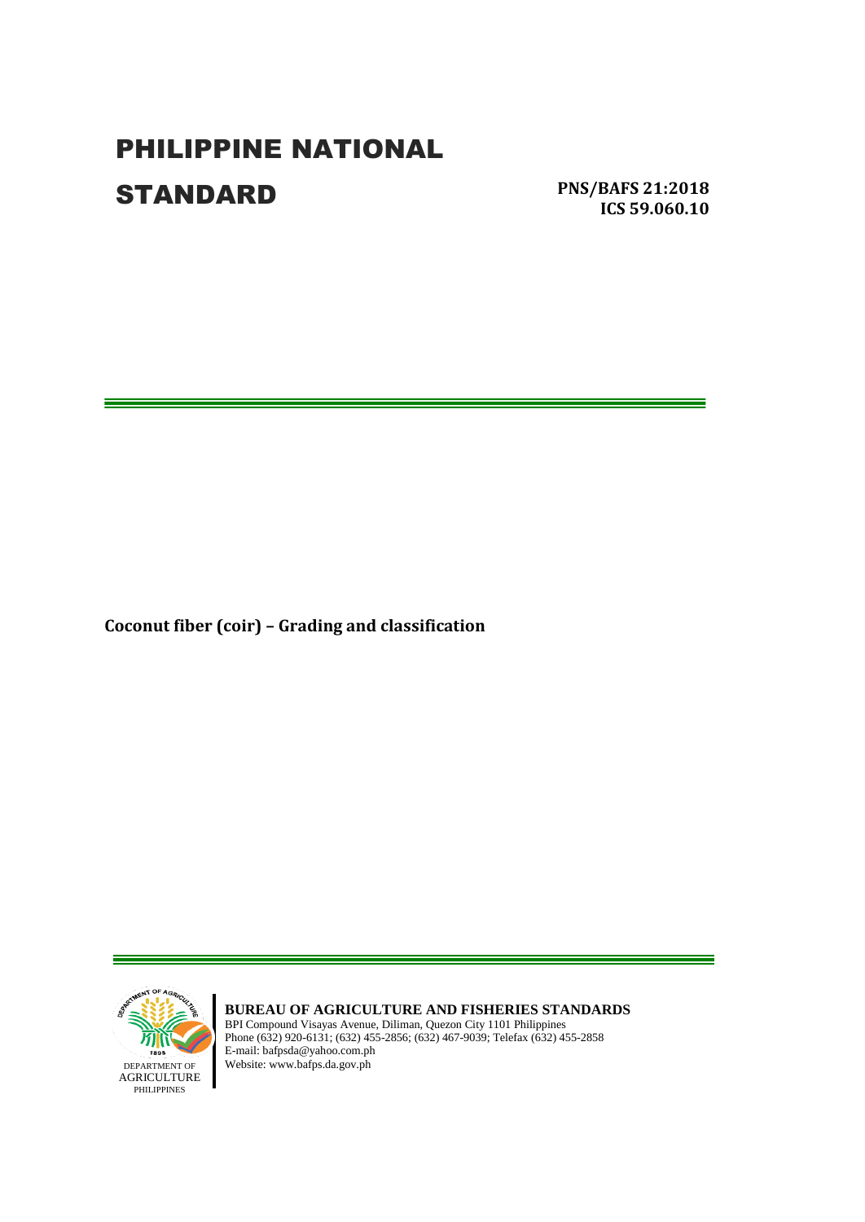# PHILIPPINE NATIONAL STANDARD

**PNS/BAFS 21:2018**
**ICS 59.060.10**

**Coconut fiber (coir) – Grading and classification**

DEPARTMENT OF AGRICULTURE PHILIPPINES

**BUREAU OF AGRICULTURE AND FISHERIES STANDARDS**
BPI Compound Visayas Avenue, Diliman, Quezon City 1101 Philippines
Phone (632) 920-6131; (632) 455-2856; (632) 467-9039; Telefax (632) 455-2858
E-mail: bafpsda@yahoo.com.ph
Website: www.bafps.da.gov.ph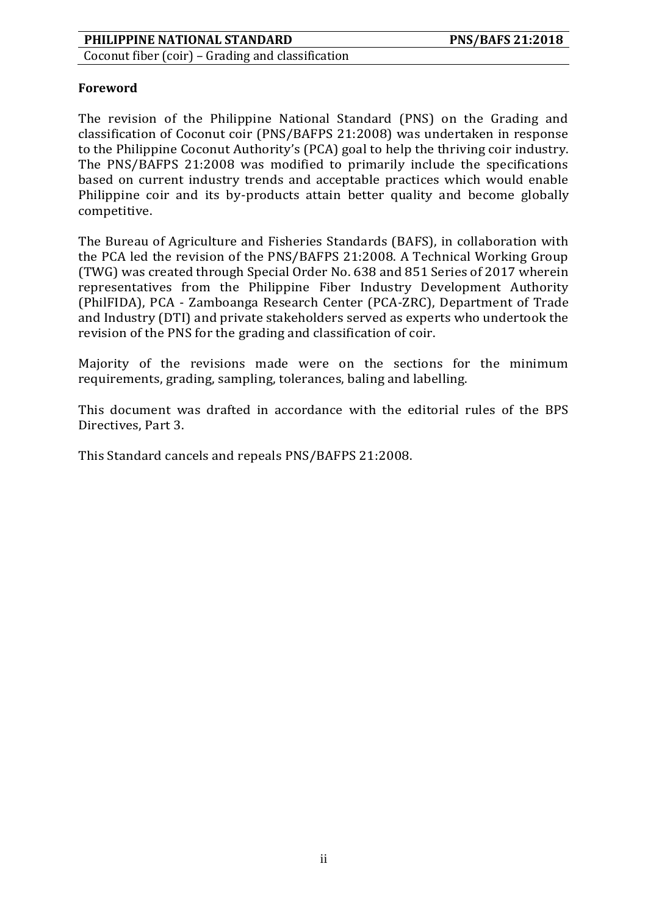## Foreword

The revision of the Philippine National Standard (PNS) on the Grading and classification of Coconut coir (PNS/BAFPS 21:2008) was undertaken in response to the Philippine Coconut Authority's (PCA) goal to help the thriving coir industry. The PNS/BAFPS 21:2008 was modified to primarily include the specifications based on current industry trends and acceptable practices which would enable Philippine coir and its by-products attain better quality and become globally competitive.

The Bureau of Agriculture and Fisheries Standards (BAFS), in collaboration with the PCA led the revision of the PNS/BAFPS 21:2008. A Technical Working Group (TWG) was created through Special Order No. 638 and 851 Series of 2017 wherein representatives from the Philippine Fiber Industry Development Authority (PhilFIDA), PCA - Zamboanga Research Center (PCA-ZRC), Department of Trade and Industry (DTI) and private stakeholders served as experts who undertook the revision of the PNS for the grading and classification of coir.

Majority of the revisions made were on the sections for the minimum requirements, grading, sampling, tolerances, baling and labelling.

This document was drafted in accordance with the editorial rules of the BPS Directives, Part 3.

This Standard cancels and repeals PNS/BAFPS 21:2008.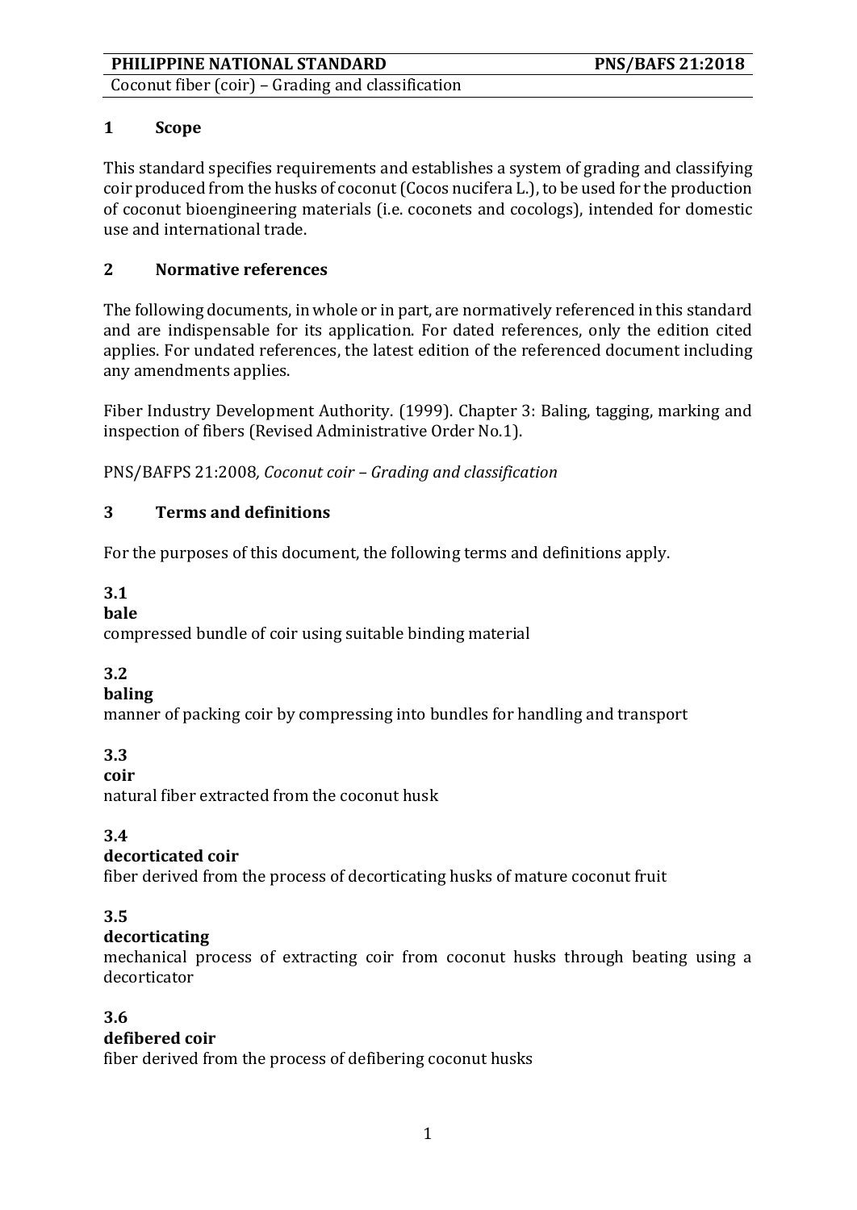## 1 Scope

This standard specifies requirements and establishes a system of grading and classifying coir produced from the husks of coconut (Cocos nucifera L.), to be used for the production of coconut bioengineering materials (i.e. coconets and cocologs), intended for domestic use and international trade.

## 2 Normative references

The following documents, in whole or in part, are normatively referenced in this standard and are indispensable for its application. For dated references, only the edition cited applies. For undated references, the latest edition of the referenced document including any amendments applies.

Fiber Industry Development Authority. (1999). Chapter 3: Baling, tagging, marking and inspection of fibers (Revised Administrative Order No.1).

PNS/BAFPS 21:2008*, Coconut coir – Grading and classification*

## 3 Terms and definitions

For the purposes of this document, the following terms and definitions apply.

**3.1**
**bale**
compressed bundle of coir using suitable binding material

**3.2**
**baling**
manner of packing coir by compressing into bundles for handling and transport

**3.3**
**coir**
natural fiber extracted from the coconut husk

**3.4**
**decorticated coir**
fiber derived from the process of decorticating husks of mature coconut fruit

**3.5**
**decorticating**
mechanical process of extracting coir from coconut husks through beating using a decorticator

**3.6**
**defibered coir**
fiber derived from the process of defibering coconut husks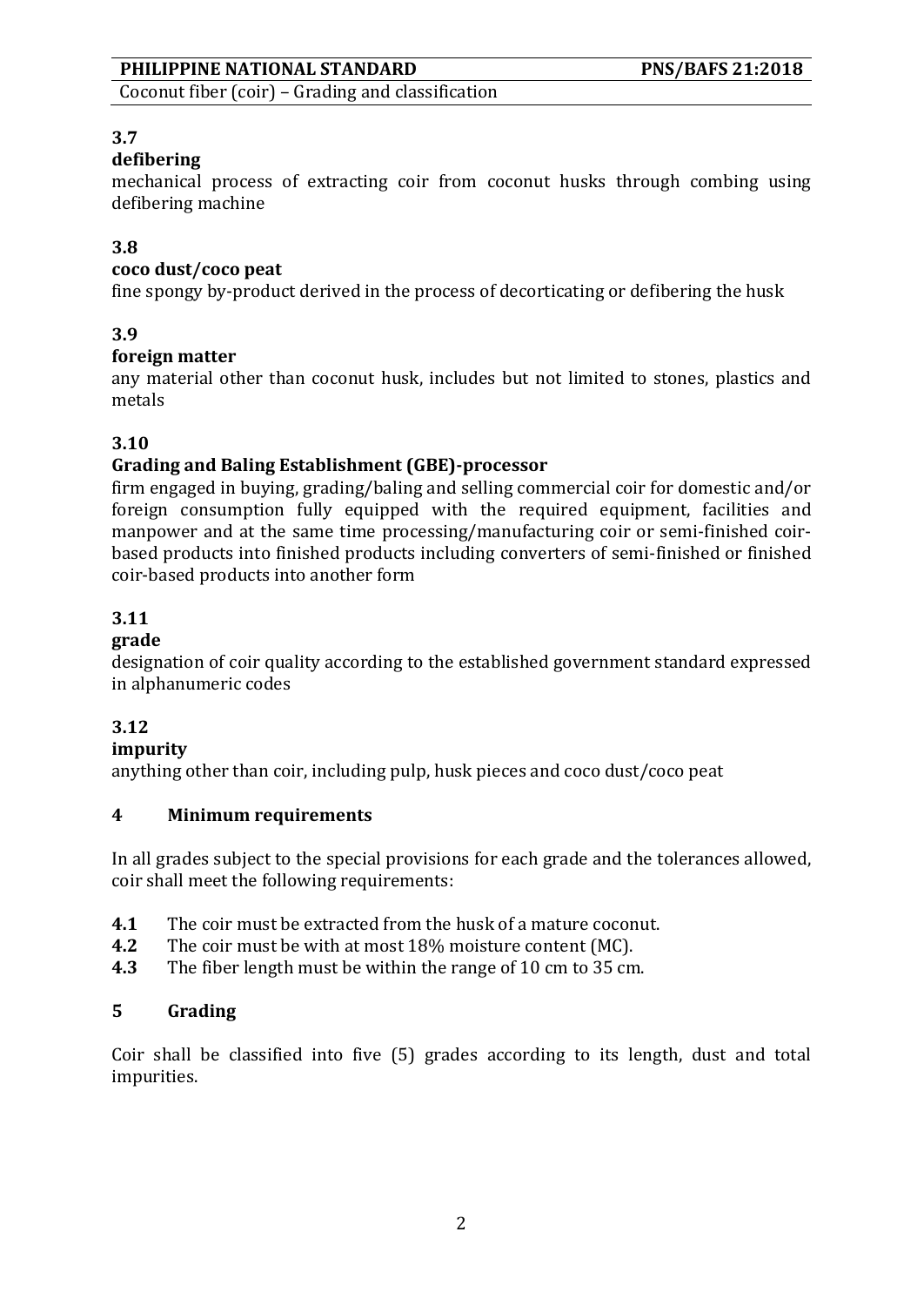**3.7**

**defibering**

mechanical process of extracting coir from coconut husks through combing using defibering machine

**3.8**

**coco dust/coco peat**

fine spongy by-product derived in the process of decorticating or defibering the husk

**3.9**

**foreign matter**

any material other than coconut husk, includes but not limited to stones, plastics and metals

**3.10**

**Grading and Baling Establishment (GBE)-processor**

firm engaged in buying, grading/baling and selling commercial coir for domestic and/or foreign consumption fully equipped with the required equipment, facilities and manpower and at the same time processing/manufacturing coir or semi-finished coir-based products into finished products including converters of semi-finished or finished coir-based products into another form

**3.11**

**grade**

designation of coir quality according to the established government standard expressed in alphanumeric codes

**3.12**

**impurity**

anything other than coir, including pulp, husk pieces and coco dust/coco peat

## 4 Minimum requirements

In all grades subject to the special provisions for each grade and the tolerances allowed, coir shall meet the following requirements:

**4.1** The coir must be extracted from the husk of a mature coconut.

**4.2** The coir must be with at most 18% moisture content (MC).

**4.3** The fiber length must be within the range of 10 cm to 35 cm.

## 5 Grading

Coir shall be classified into five (5) grades according to its length, dust and total impurities.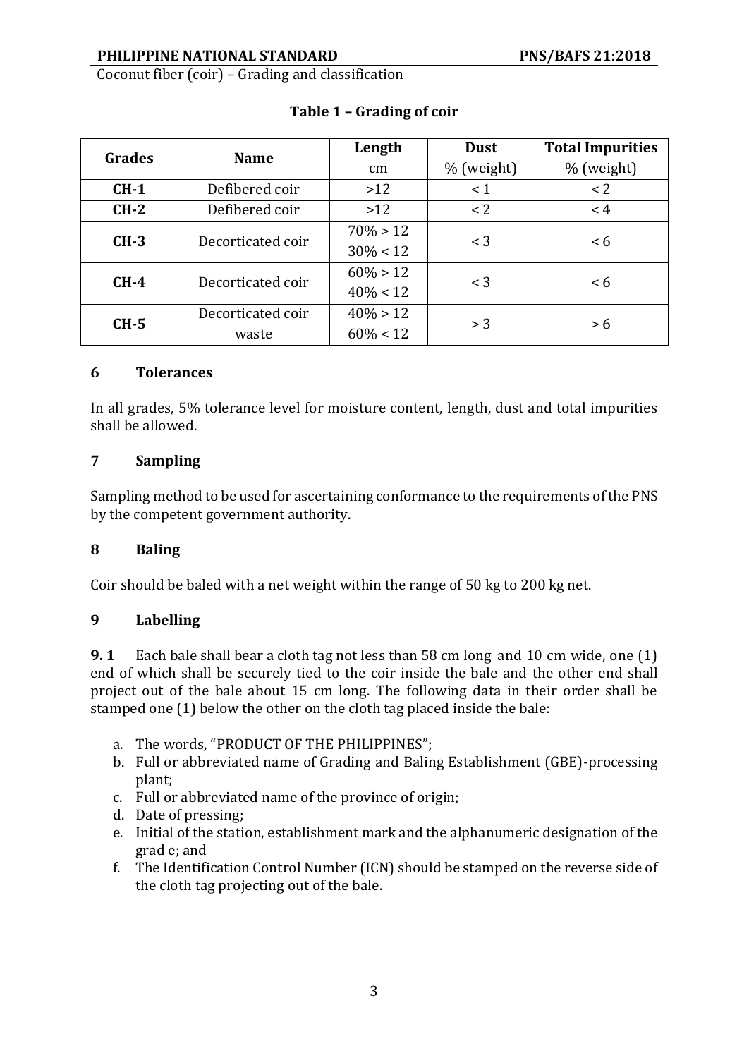**Table 1 – Grading of coir**

| Grades | Name | Length cm | Dust % (weight) | Total Impurities % (weight) |
|---|---|---|---|---|
| **CH-1** | Defibered coir | >12 | < 1 | < 2 |
| **CH-2** | Defibered coir | >12 | < 2 | < 4 |
| **CH-3** | Decorticated coir | 70% > 12<br>30% < 12 | < 3 | < 6 |
| **CH-4** | Decorticated coir | 60% > 12<br>40% < 12 | < 3 | < 6 |
| **CH-5** | Decorticated coir waste | 40% > 12<br>60% < 12 | > 3 | > 6 |

## 6 Tolerances

In all grades, 5% tolerance level for moisture content, length, dust and total impurities shall be allowed.

## 7 Sampling

Sampling method to be used for ascertaining conformance to the requirements of the PNS by the competent government authority.

## 8 Baling

Coir should be baled with a net weight within the range of 50 kg to 200 kg net.

## 9 Labelling

**9. 1** Each bale shall bear a cloth tag not less than 58 cm long and 10 cm wide, one (1) end of which shall be securely tied to the coir inside the bale and the other end shall project out of the bale about 15 cm long. The following data in their order shall be stamped one (1) below the other on the cloth tag placed inside the bale:

a. The words, "PRODUCT OF THE PHILIPPINES";
b. Full or abbreviated name of Grading and Baling Establishment (GBE)-processing plant;
c. Full or abbreviated name of the province of origin;
d. Date of pressing;
e. Initial of the station, establishment mark and the alphanumeric designation of the grad e; and
f. The Identification Control Number (ICN) should be stamped on the reverse side of the cloth tag projecting out of the bale.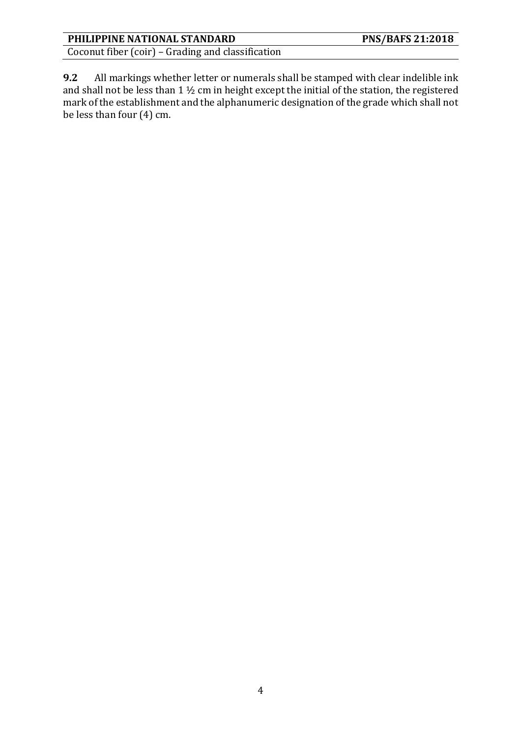**9.2** All markings whether letter or numerals shall be stamped with clear indelible ink and shall not be less than 1 ½ cm in height except the initial of the station, the registered mark of the establishment and the alphanumeric designation of the grade which shall not be less than four (4) cm.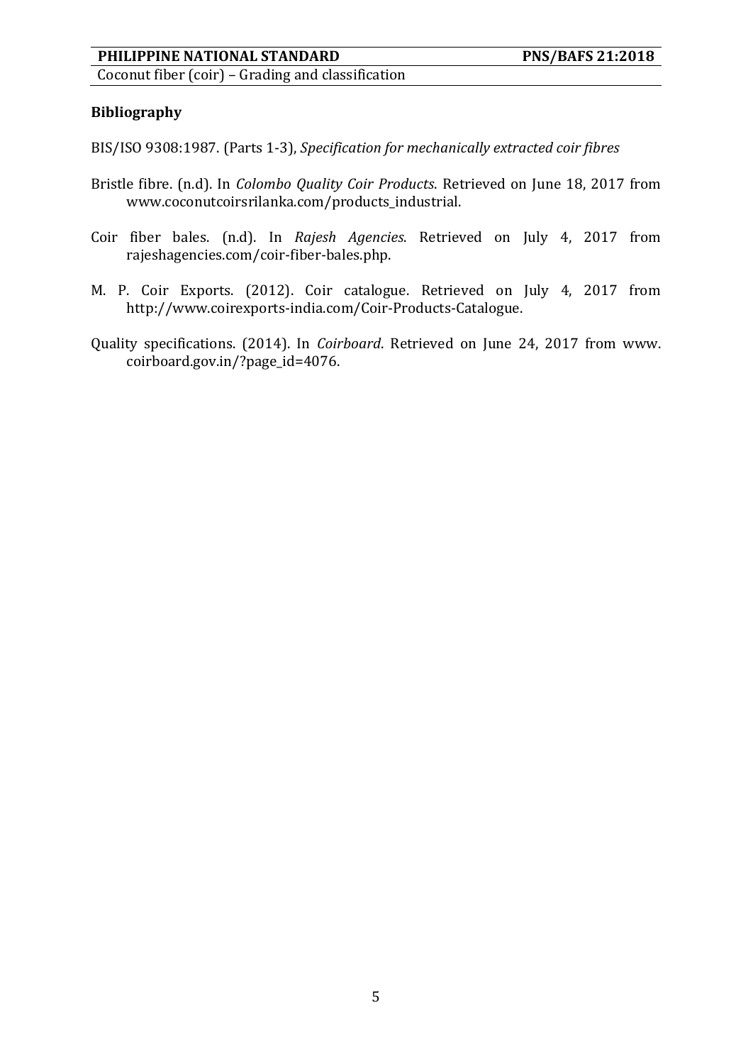## Bibliography

BIS/ISO 9308:1987. (Parts 1-3), *Specification for mechanically extracted coir fibres*

Bristle fibre. (n.d). In *Colombo Quality Coir Products*. Retrieved on June 18, 2017 from www.coconutcoirsrilanka.com/products_industrial.

Coir fiber bales. (n.d). In *Rajesh Agencies*. Retrieved on July 4, 2017 from rajeshagencies.com/coir-fiber-bales.php.

M. P. Coir Exports. (2012). Coir catalogue. Retrieved on July 4, 2017 from http://www.coirexports-india.com/Coir-Products-Catalogue.

Quality specifications. (2014). In *Coirboard*. Retrieved on June 24, 2017 from www. coirboard.gov.in/?page_id=4076.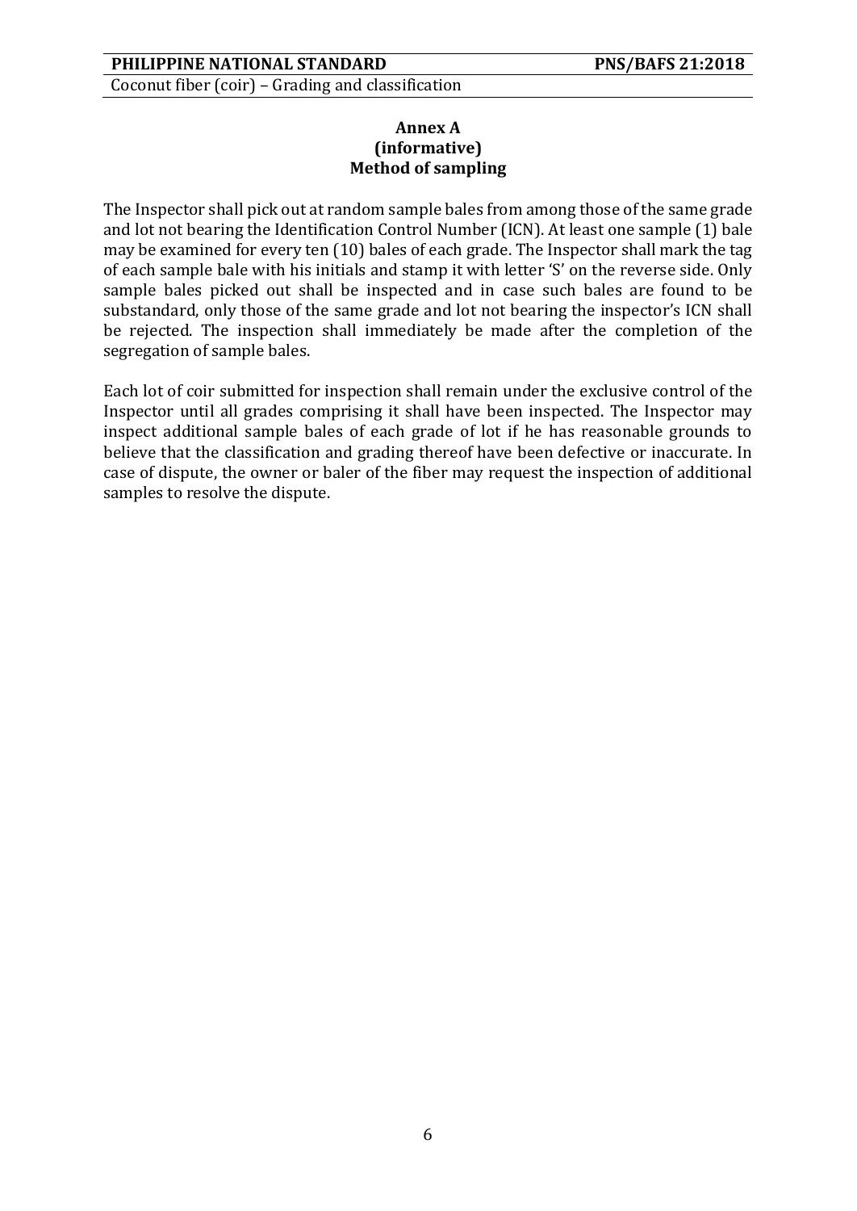## Annex A
**(informative)**
**Method of sampling**

The Inspector shall pick out at random sample bales from among those of the same grade and lot not bearing the Identification Control Number (ICN). At least one sample (1) bale may be examined for every ten (10) bales of each grade. The Inspector shall mark the tag of each sample bale with his initials and stamp it with letter 'S' on the reverse side. Only sample bales picked out shall be inspected and in case such bales are found to be substandard, only those of the same grade and lot not bearing the inspector's ICN shall be rejected. The inspection shall immediately be made after the completion of the segregation of sample bales.

Each lot of coir submitted for inspection shall remain under the exclusive control of the Inspector until all grades comprising it shall have been inspected. The Inspector may inspect additional sample bales of each grade of lot if he has reasonable grounds to believe that the classification and grading thereof have been defective or inaccurate. In case of dispute, the owner or baler of the fiber may request the inspection of additional samples to resolve the dispute.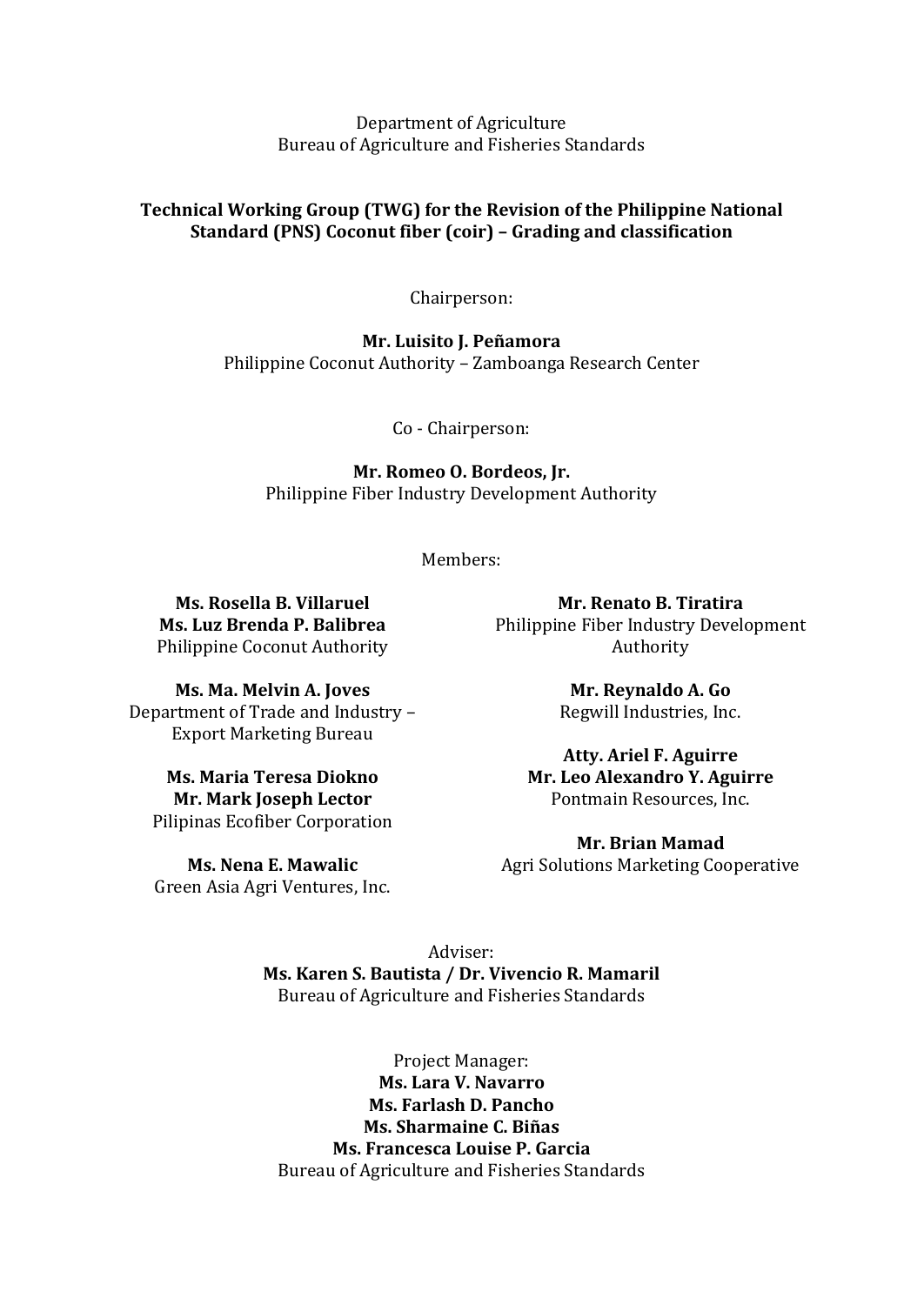Department of Agriculture
Bureau of Agriculture and Fisheries Standards

**Technical Working Group (TWG) for the Revision of the Philippine National Standard (PNS) Coconut fiber (coir) – Grading and classification**

Chairperson:

**Mr. Luisito J. Peñamora**
Philippine Coconut Authority – Zamboanga Research Center

Co - Chairperson:

**Mr. Romeo O. Bordeos, Jr.**
Philippine Fiber Industry Development Authority

Members:

**Ms. Rosella B. Villaruel**
**Ms. Luz Brenda P. Balibrea**
Philippine Coconut Authority

**Ms. Ma. Melvin A. Joves**
Department of Trade and Industry – Export Marketing Bureau

**Ms. Maria Teresa Diokno**
**Mr. Mark Joseph Lector**
Pilipinas Ecofiber Corporation

**Ms. Nena E. Mawalic**
Green Asia Agri Ventures, Inc.

**Mr. Renato B. Tiratira**
Philippine Fiber Industry Development Authority

**Mr. Reynaldo A. Go**
Regwill Industries, Inc.

**Atty. Ariel F. Aguirre**
**Mr. Leo Alexandro Y. Aguirre**
Pontmain Resources, Inc.

**Mr. Brian Mamad**
Agri Solutions Marketing Cooperative

Adviser:
**Ms. Karen S. Bautista / Dr. Vivencio R. Mamaril**
Bureau of Agriculture and Fisheries Standards

Project Manager:
**Ms. Lara V. Navarro**
**Ms. Farlash D. Pancho**
**Ms. Sharmaine C. Biñas**
**Ms. Francesca Louise P. Garcia**
Bureau of Agriculture and Fisheries Standards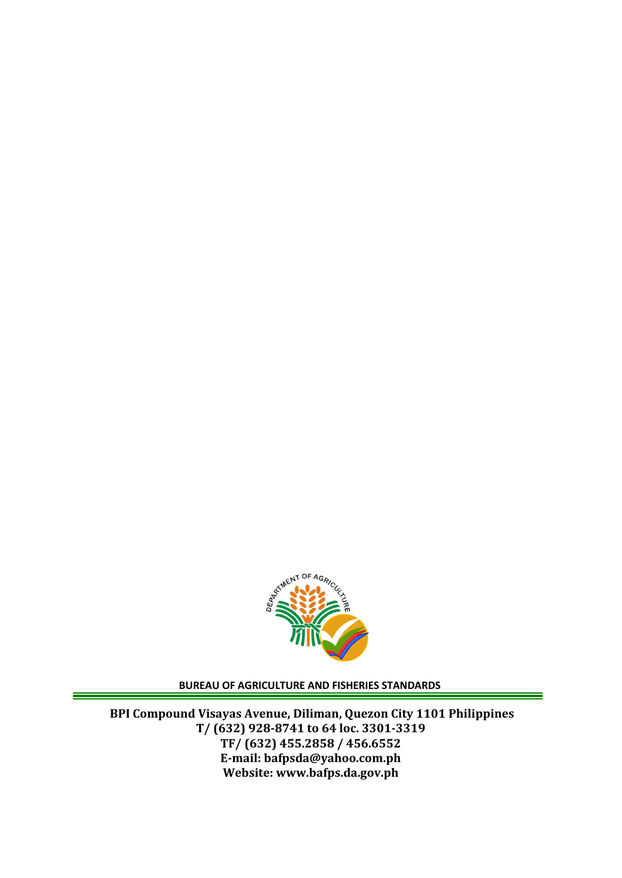**BUREAU OF AGRICULTURE AND FISHERIES STANDARDS**

**BPI Compound Visayas Avenue, Diliman, Quezon City 1101 Philippines**
**T/ (632) 928-8741 to 64 loc. 3301-3319**
**TF/ (632) 455.2858 / 456.6552**
**E-mail: bafpsda@yahoo.com.ph**
**Website: www.bafps.da.gov.ph**